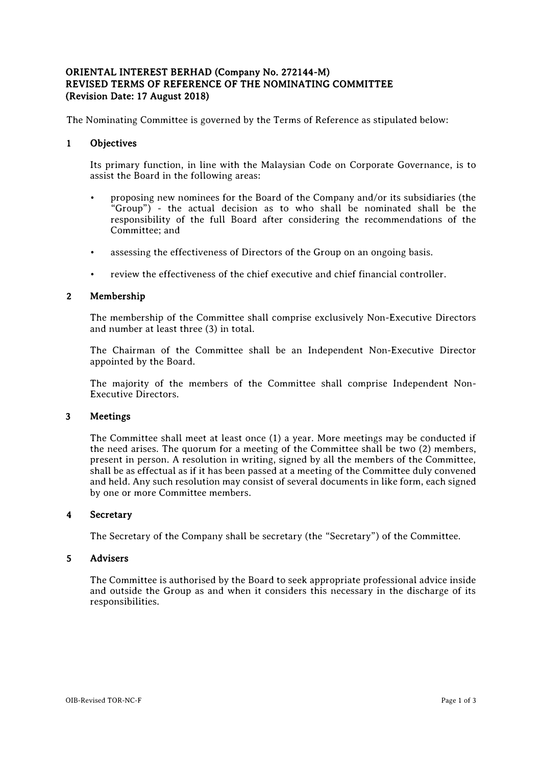**ORIENTAL INTEREST BERHAD (Company No. 272144-M)**
**REVISED TERMS OF REFERENCE OF THE NOMINATING COMMITTEE**
**(Revision Date: 17 August 2018)**

The Nominating Committee is governed by the Terms of Reference as stipulated below:

## 1 Objectives

Its primary function, in line with the Malaysian Code on Corporate Governance, is to assist the Board in the following areas:

- proposing new nominees for the Board of the Company and/or its subsidiaries (the "Group") - the actual decision as to who shall be nominated shall be the responsibility of the full Board after considering the recommendations of the Committee; and
- assessing the effectiveness of Directors of the Group on an ongoing basis.
- review the effectiveness of the chief executive and chief financial controller.

## 2 Membership

The membership of the Committee shall comprise exclusively Non-Executive Directors and number at least three (3) in total.

The Chairman of the Committee shall be an Independent Non-Executive Director appointed by the Board.

The majority of the members of the Committee shall comprise Independent Non-Executive Directors.

## 3 Meetings

The Committee shall meet at least once (1) a year. More meetings may be conducted if the need arises. The quorum for a meeting of the Committee shall be two (2) members, present in person. A resolution in writing, signed by all the members of the Committee, shall be as effectual as if it has been passed at a meeting of the Committee duly convened and held. Any such resolution may consist of several documents in like form, each signed by one or more Committee members.

## 4 Secretary

The Secretary of the Company shall be secretary (the "Secretary") of the Committee.

## 5 Advisers

The Committee is authorised by the Board to seek appropriate professional advice inside and outside the Group as and when it considers this necessary in the discharge of its responsibilities.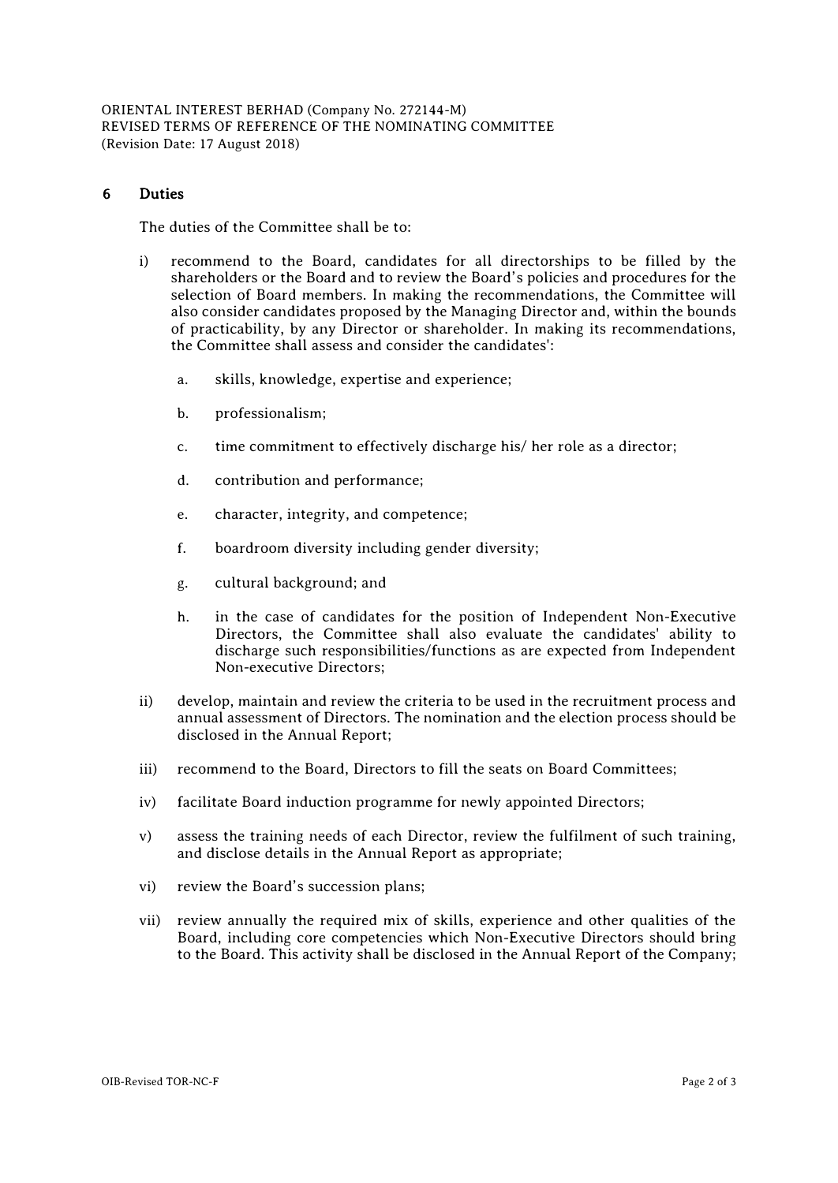## 6 Duties

The duties of the Committee shall be to:

i) recommend to the Board, candidates for all directorships to be filled by the shareholders or the Board and to review the Board's policies and procedures for the selection of Board members. In making the recommendations, the Committee will also consider candidates proposed by the Managing Director and, within the bounds of practicability, by any Director or shareholder. In making its recommendations, the Committee shall assess and consider the candidates':

   a. skills, knowledge, expertise and experience;

   b. professionalism;

   c. time commitment to effectively discharge his/ her role as a director;

   d. contribution and performance;

   e. character, integrity, and competence;

   f. boardroom diversity including gender diversity;

   g. cultural background; and

   h. in the case of candidates for the position of Independent Non-Executive Directors, the Committee shall also evaluate the candidates' ability to discharge such responsibilities/functions as are expected from Independent Non-executive Directors;

ii) develop, maintain and review the criteria to be used in the recruitment process and annual assessment of Directors. The nomination and the election process should be disclosed in the Annual Report;

iii) recommend to the Board, Directors to fill the seats on Board Committees;

iv) facilitate Board induction programme for newly appointed Directors;

v) assess the training needs of each Director, review the fulfilment of such training, and disclose details in the Annual Report as appropriate;

vi) review the Board's succession plans;

vii) review annually the required mix of skills, experience and other qualities of the Board, including core competencies which Non-Executive Directors should bring to the Board. This activity shall be disclosed in the Annual Report of the Company;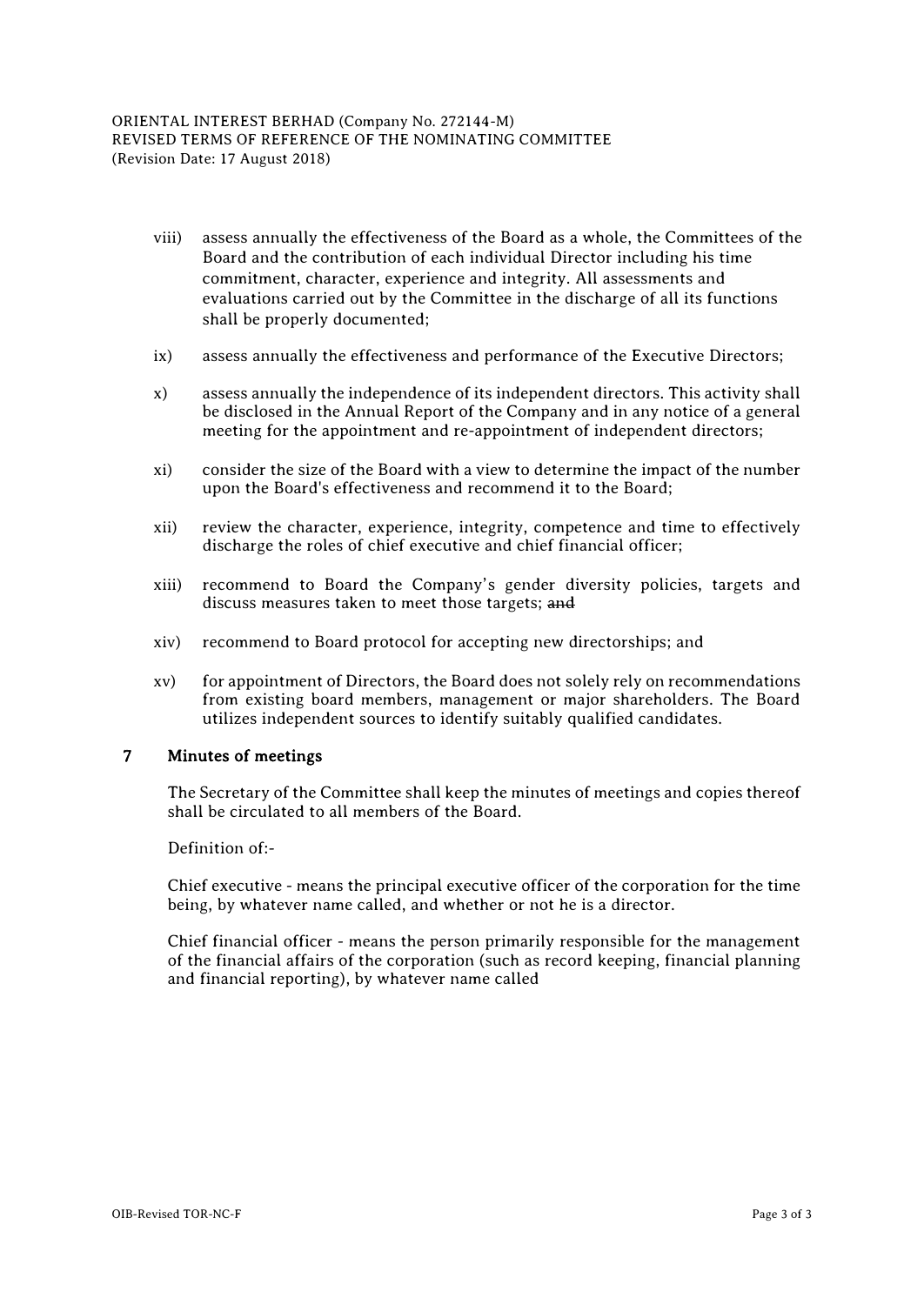viii) assess annually the effectiveness of the Board as a whole, the Committees of the Board and the contribution of each individual Director including his time commitment, character, experience and integrity. All assessments and evaluations carried out by the Committee in the discharge of all its functions shall be properly documented;

ix) assess annually the effectiveness and performance of the Executive Directors;

x) assess annually the independence of its independent directors. This activity shall be disclosed in the Annual Report of the Company and in any notice of a general meeting for the appointment and re-appointment of independent directors;

xi) consider the size of the Board with a view to determine the impact of the number upon the Board's effectiveness and recommend it to the Board;

xii) review the character, experience, integrity, competence and time to effectively discharge the roles of chief executive and chief financial officer;

xiii) recommend to Board the Company's gender diversity policies, targets and discuss measures taken to meet those targets; ~~and~~

xiv) recommend to Board protocol for accepting new directorships; and

xv) for appointment of Directors, the Board does not solely rely on recommendations from existing board members, management or major shareholders. The Board utilizes independent sources to identify suitably qualified candidates.

## 7 Minutes of meetings

The Secretary of the Committee shall keep the minutes of meetings and copies thereof shall be circulated to all members of the Board.

Definition of:-

Chief executive - means the principal executive officer of the corporation for the time being, by whatever name called, and whether or not he is a director.

Chief financial officer - means the person primarily responsible for the management of the financial affairs of the corporation (such as record keeping, financial planning and financial reporting), by whatever name called